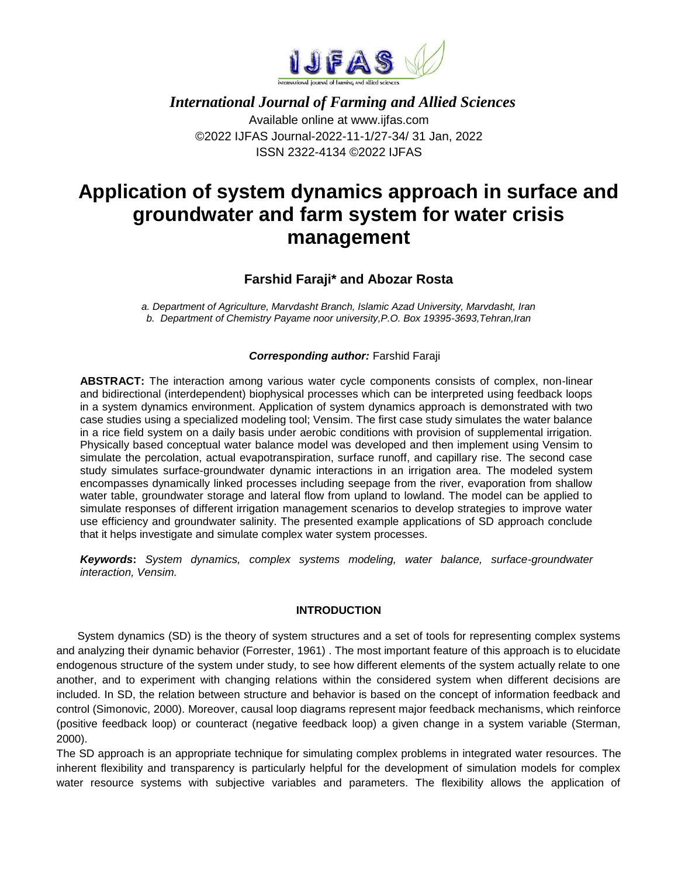*International Journal of Farming and Allied Sciences*

Available online at www.ijfas.com
©2022 IJFAS Journal-2022-11-1/27-34/ 31 Jan, 2022
ISSN 2322-4134 ©2022 IJFAS

# Application of system dynamics approach in surface and groundwater and farm system for water crisis management

**Farshid Faraji* and Abozar Rosta**

*a. Department of Agriculture, Marvdasht Branch, Islamic Azad University, Marvdasht, Iran*
*b. Department of Chemistry Payame noor university,P.O. Box 19395-3693,Tehran,Iran*

***Corresponding author:*** Farshid Faraji

**ABSTRACT:** The interaction among various water cycle components consists of complex, non-linear and bidirectional (interdependent) biophysical processes which can be interpreted using feedback loops in a system dynamics environment. Application of system dynamics approach is demonstrated with two case studies using a specialized modeling tool; Vensim. The first case study simulates the water balance in a rice field system on a daily basis under aerobic conditions with provision of supplemental irrigation. Physically based conceptual water balance model was developed and then implement using Vensim to simulate the percolation, actual evapotranspiration, surface runoff, and capillary rise. The second case study simulates surface-groundwater dynamic interactions in an irrigation area. The modeled system encompasses dynamically linked processes including seepage from the river, evaporation from shallow water table, groundwater storage and lateral flow from upland to lowland. The model can be applied to simulate responses of different irrigation management scenarios to develop strategies to improve water use efficiency and groundwater salinity. The presented example applications of SD approach conclude that it helps investigate and simulate complex water system processes.

***Keywords*:** *System dynamics, complex systems modeling, water balance, surface-groundwater interaction, Vensim.*

## INTRODUCTION

System dynamics (SD) is the theory of system structures and a set of tools for representing complex systems and analyzing their dynamic behavior (Forrester, 1961) . The most important feature of this approach is to elucidate endogenous structure of the system under study, to see how different elements of the system actually relate to one another, and to experiment with changing relations within the considered system when different decisions are included. In SD, the relation between structure and behavior is based on the concept of information feedback and control (Simonovic, 2000). Moreover, causal loop diagrams represent major feedback mechanisms, which reinforce (positive feedback loop) or counteract (negative feedback loop) a given change in a system variable (Sterman, 2000).

The SD approach is an appropriate technique for simulating complex problems in integrated water resources. The inherent flexibility and transparency is particularly helpful for the development of simulation models for complex water resource systems with subjective variables and parameters. The flexibility allows the application of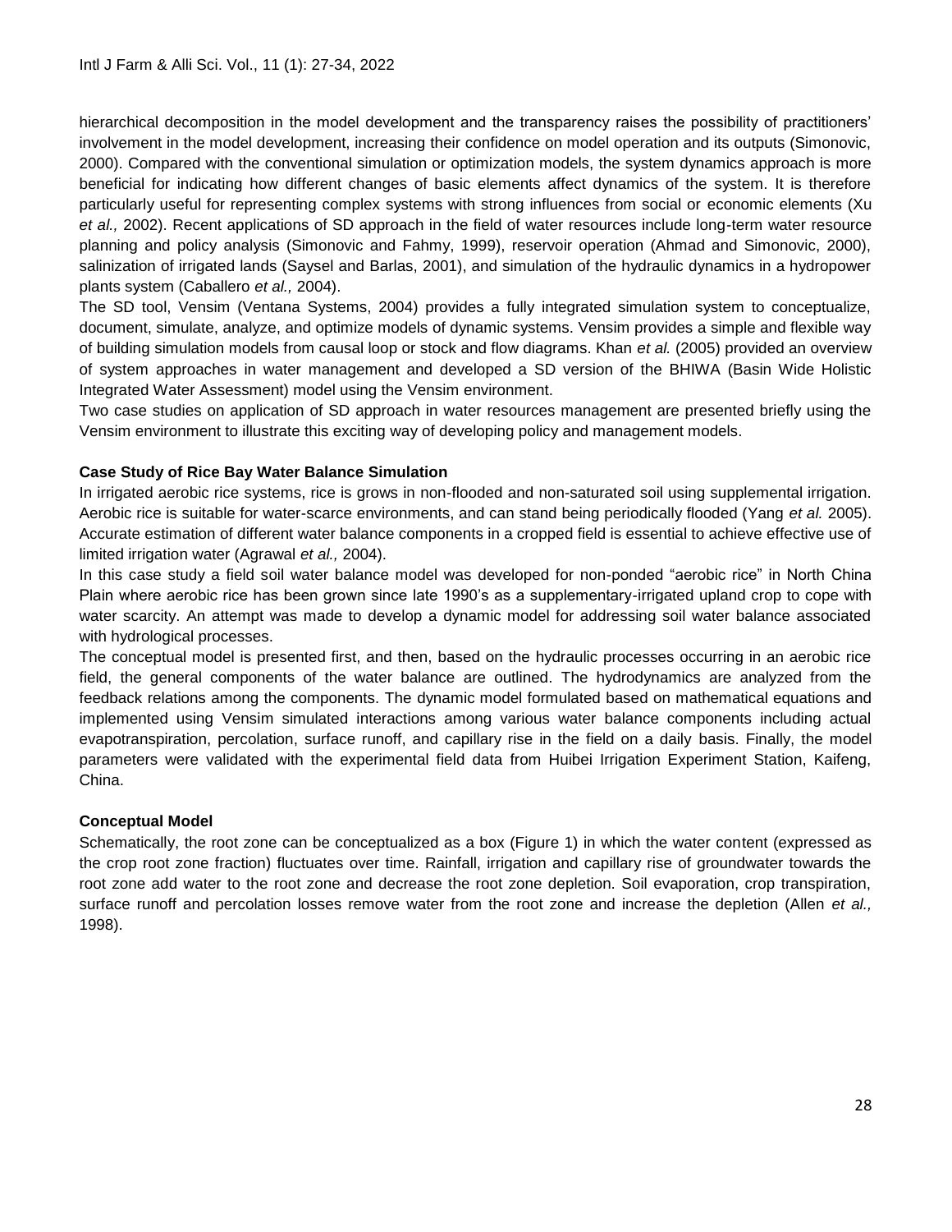hierarchical decomposition in the model development and the transparency raises the possibility of practitioners' involvement in the model development, increasing their confidence on model operation and its outputs (Simonovic, 2000). Compared with the conventional simulation or optimization models, the system dynamics approach is more beneficial for indicating how different changes of basic elements affect dynamics of the system. It is therefore particularly useful for representing complex systems with strong influences from social or economic elements (Xu *et al.,* 2002). Recent applications of SD approach in the field of water resources include long-term water resource planning and policy analysis (Simonovic and Fahmy, 1999), reservoir operation (Ahmad and Simonovic, 2000), salinization of irrigated lands (Saysel and Barlas, 2001), and simulation of the hydraulic dynamics in a hydropower plants system (Caballero *et al.,* 2004).

The SD tool, Vensim (Ventana Systems, 2004) provides a fully integrated simulation system to conceptualize, document, simulate, analyze, and optimize models of dynamic systems. Vensim provides a simple and flexible way of building simulation models from causal loop or stock and flow diagrams. Khan *et al.* (2005) provided an overview of system approaches in water management and developed a SD version of the BHIWA (Basin Wide Holistic Integrated Water Assessment) model using the Vensim environment.

Two case studies on application of SD approach in water resources management are presented briefly using the Vensim environment to illustrate this exciting way of developing policy and management models.

### Case Study of Rice Bay Water Balance Simulation

In irrigated aerobic rice systems, rice is grows in non-flooded and non-saturated soil using supplemental irrigation. Aerobic rice is suitable for water-scarce environments, and can stand being periodically flooded (Yang *et al.* 2005). Accurate estimation of different water balance components in a cropped field is essential to achieve effective use of limited irrigation water (Agrawal *et al.,* 2004).

In this case study a field soil water balance model was developed for non-ponded "aerobic rice" in North China Plain where aerobic rice has been grown since late 1990's as a supplementary-irrigated upland crop to cope with water scarcity. An attempt was made to develop a dynamic model for addressing soil water balance associated with hydrological processes.

The conceptual model is presented first, and then, based on the hydraulic processes occurring in an aerobic rice field, the general components of the water balance are outlined. The hydrodynamics are analyzed from the feedback relations among the components. The dynamic model formulated based on mathematical equations and implemented using Vensim simulated interactions among various water balance components including actual evapotranspiration, percolation, surface runoff, and capillary rise in the field on a daily basis. Finally, the model parameters were validated with the experimental field data from Huibei Irrigation Experiment Station, Kaifeng, China.

### Conceptual Model

Schematically, the root zone can be conceptualized as a box (Figure 1) in which the water content (expressed as the crop root zone fraction) fluctuates over time. Rainfall, irrigation and capillary rise of groundwater towards the root zone add water to the root zone and decrease the root zone depletion. Soil evaporation, crop transpiration, surface runoff and percolation losses remove water from the root zone and increase the depletion (Allen *et al.,* 1998).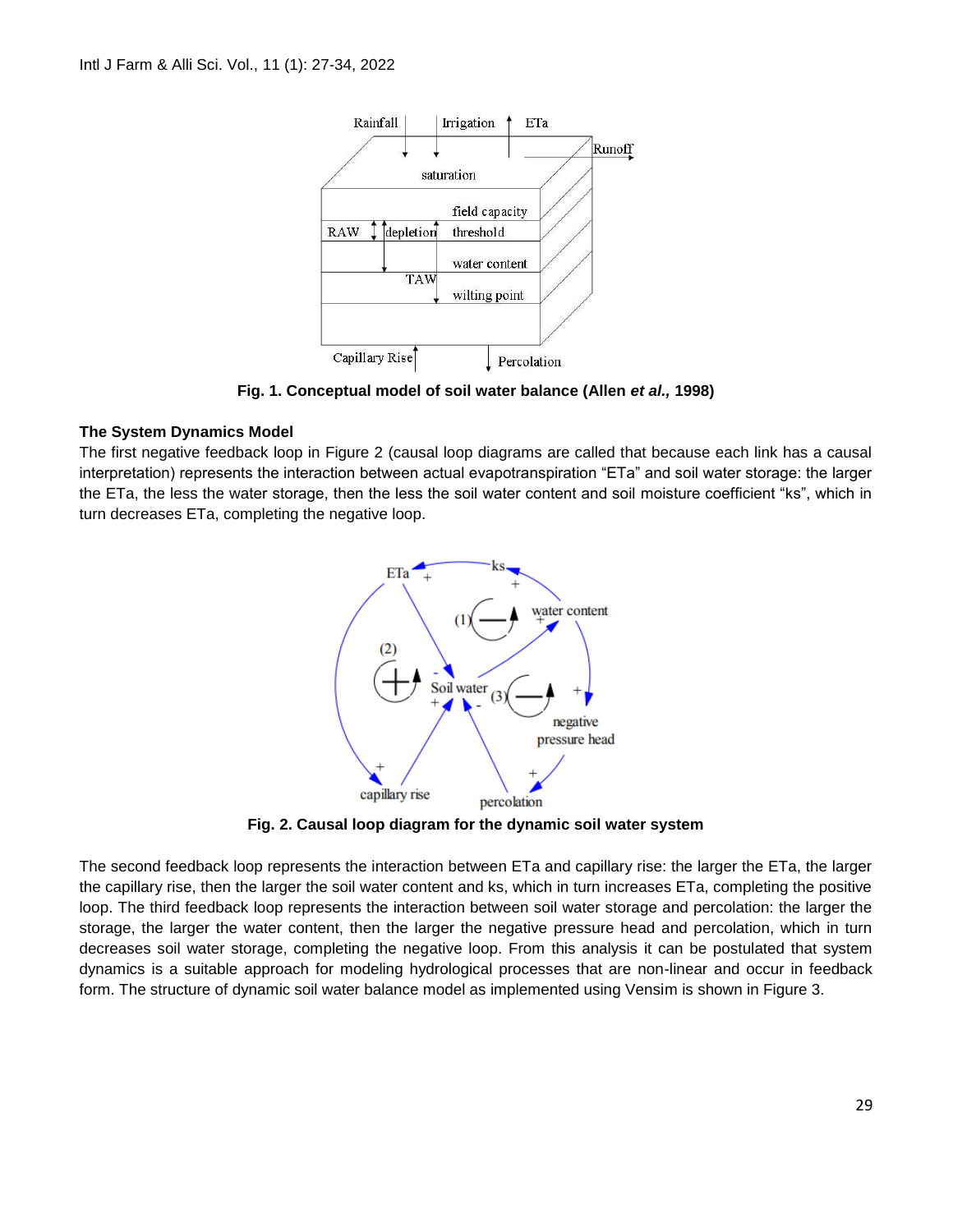Fig. 1. Conceptual model of soil water balance (Allen *et al.,* 1998)

### The System Dynamics Model

The first negative feedback loop in Figure 2 (causal loop diagrams are called that because each link has a causal interpretation) represents the interaction between actual evapotranspiration "ETa" and soil water storage: the larger the ETa, the less the water storage, then the less the soil water content and soil moisture coefficient "ks", which in turn decreases ETa, completing the negative loop.

Fig. 2. Causal loop diagram for the dynamic soil water system

The second feedback loop represents the interaction between ETa and capillary rise: the larger the ETa, the larger the capillary rise, then the larger the soil water content and ks, which in turn increases ETa, completing the positive loop. The third feedback loop represents the interaction between soil water storage and percolation: the larger the storage, the larger the water content, then the larger the negative pressure head and percolation, which in turn decreases soil water storage, completing the negative loop. From this analysis it can be postulated that system dynamics is a suitable approach for modeling hydrological processes that are non-linear and occur in feedback form. The structure of dynamic soil water balance model as implemented using Vensim is shown in Figure 3.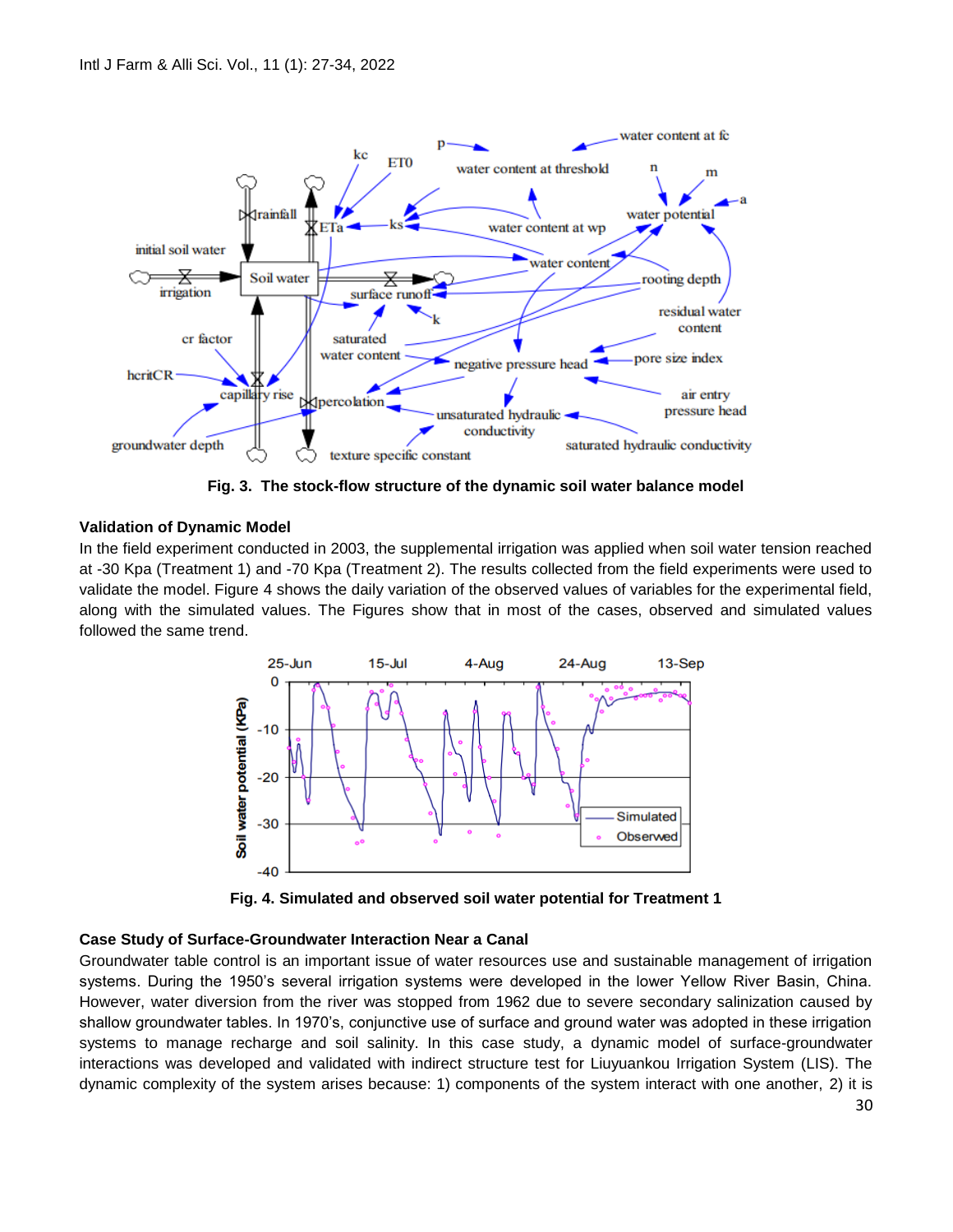**Fig. 3. The stock-flow structure of the dynamic soil water balance model**

### Validation of Dynamic Model

In the field experiment conducted in 2003, the supplemental irrigation was applied when soil water tension reached at -30 Kpa (Treatment 1) and -70 Kpa (Treatment 2). The results collected from the field experiments were used to validate the model. Figure 4 shows the daily variation of the observed values of variables for the experimental field, along with the simulated values. The Figures show that in most of the cases, observed and simulated values followed the same trend.

**Fig. 4. Simulated and observed soil water potential for Treatment 1**

### Case Study of Surface-Groundwater Interaction Near a Canal

Groundwater table control is an important issue of water resources use and sustainable management of irrigation systems. During the 1950's several irrigation systems were developed in the lower Yellow River Basin, China. However, water diversion from the river was stopped from 1962 due to severe secondary salinization caused by shallow groundwater tables. In 1970's, conjunctive use of surface and ground water was adopted in these irrigation systems to manage recharge and soil salinity. In this case study, a dynamic model of surface-groundwater interactions was developed and validated with indirect structure test for Liuyuankou Irrigation System (LIS). The dynamic complexity of the system arises because: 1) components of the system interact with one another, 2) it is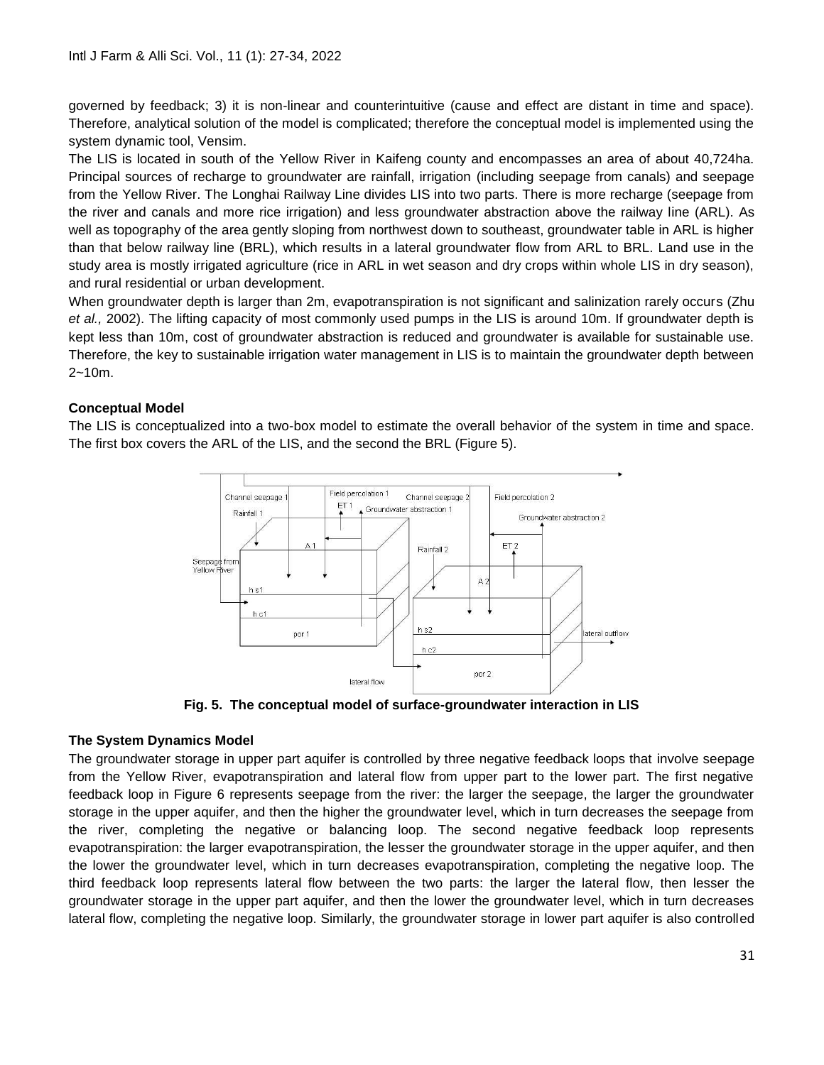governed by feedback; 3) it is non-linear and counterintuitive (cause and effect are distant in time and space). Therefore, analytical solution of the model is complicated; therefore the conceptual model is implemented using the system dynamic tool, Vensim.

The LIS is located in south of the Yellow River in Kaifeng county and encompasses an area of about 40,724ha. Principal sources of recharge to groundwater are rainfall, irrigation (including seepage from canals) and seepage from the Yellow River. The Longhai Railway Line divides LIS into two parts. There is more recharge (seepage from the river and canals and more rice irrigation) and less groundwater abstraction above the railway line (ARL). As well as topography of the area gently sloping from northwest down to southeast, groundwater table in ARL is higher than that below railway line (BRL), which results in a lateral groundwater flow from ARL to BRL. Land use in the study area is mostly irrigated agriculture (rice in ARL in wet season and dry crops within whole LIS in dry season), and rural residential or urban development.

When groundwater depth is larger than 2m, evapotranspiration is not significant and salinization rarely occurs (Zhu *et al.,* 2002). The lifting capacity of most commonly used pumps in the LIS is around 10m. If groundwater depth is kept less than 10m, cost of groundwater abstraction is reduced and groundwater is available for sustainable use. Therefore, the key to sustainable irrigation water management in LIS is to maintain the groundwater depth between 2~10m.

**Conceptual Model**

The LIS is conceptualized into a two-box model to estimate the overall behavior of the system in time and space. The first box covers the ARL of the LIS, and the second the BRL (Figure 5).

**Fig. 5. The conceptual model of surface-groundwater interaction in LIS**

**The System Dynamics Model**

The groundwater storage in upper part aquifer is controlled by three negative feedback loops that involve seepage from the Yellow River, evapotranspiration and lateral flow from upper part to the lower part. The first negative feedback loop in Figure 6 represents seepage from the river: the larger the seepage, the larger the groundwater storage in the upper aquifer, and then the higher the groundwater level, which in turn decreases the seepage from the river, completing the negative or balancing loop. The second negative feedback loop represents evapotranspiration: the larger evapotranspiration, the lesser the groundwater storage in the upper aquifer, and then the lower the groundwater level, which in turn decreases evapotranspiration, completing the negative loop. The third feedback loop represents lateral flow between the two parts: the larger the lateral flow, then lesser the groundwater storage in the upper part aquifer, and then the lower the groundwater level, which in turn decreases lateral flow, completing the negative loop. Similarly, the groundwater storage in lower part aquifer is also controlled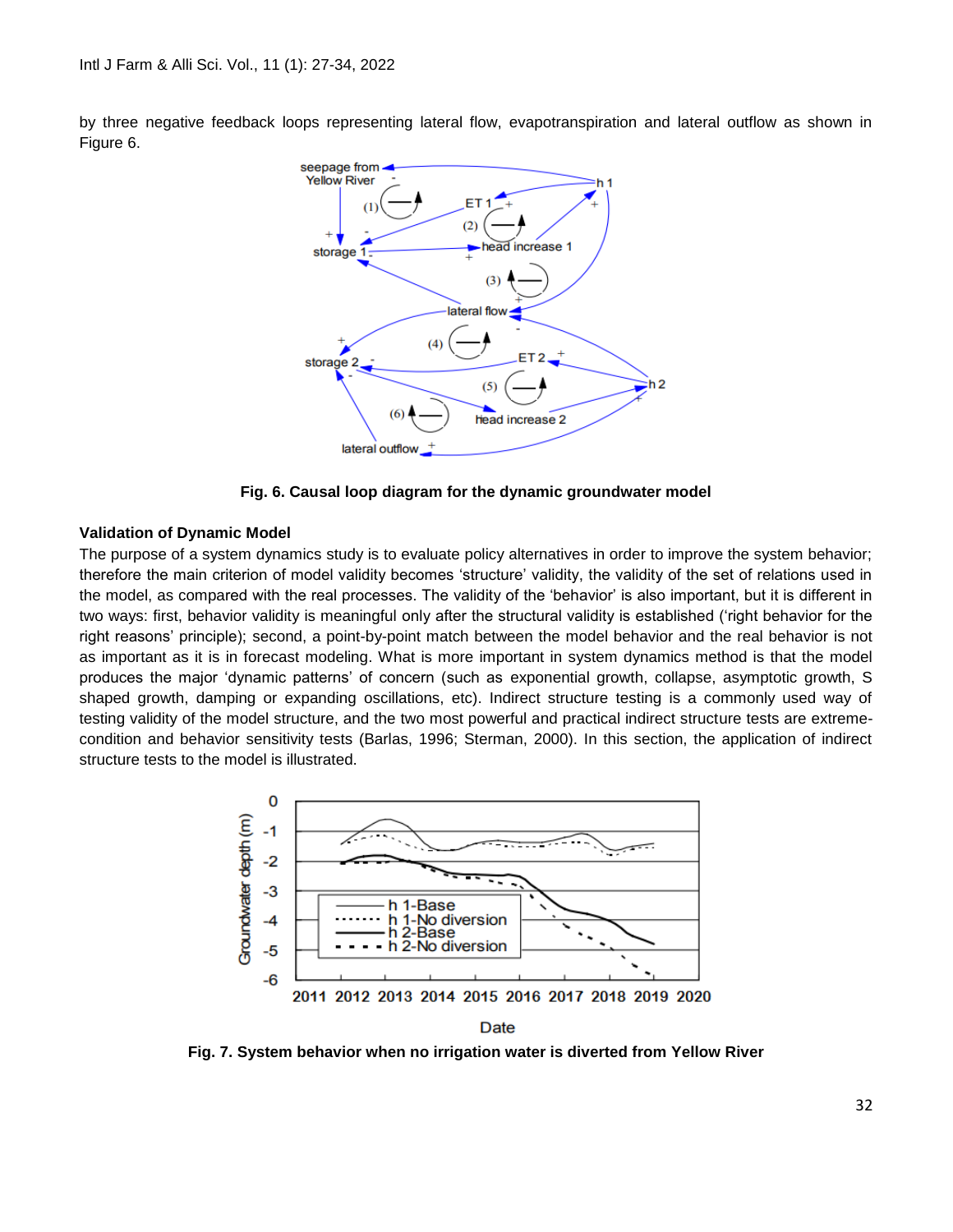by three negative feedback loops representing lateral flow, evapotranspiration and lateral outflow as shown in Figure 6.

**Fig. 6. Causal loop diagram for the dynamic groundwater model**

### Validation of Dynamic Model

The purpose of a system dynamics study is to evaluate policy alternatives in order to improve the system behavior; therefore the main criterion of model validity becomes 'structure' validity, the validity of the set of relations used in the model, as compared with the real processes. The validity of the 'behavior' is also important, but it is different in two ways: first, behavior validity is meaningful only after the structural validity is established ('right behavior for the right reasons' principle); second, a point-by-point match between the model behavior and the real behavior is not as important as it is in forecast modeling. What is more important in system dynamics method is that the model produces the major 'dynamic patterns' of concern (such as exponential growth, collapse, asymptotic growth, S shaped growth, damping or expanding oscillations, etc). Indirect structure testing is a commonly used way of testing validity of the model structure, and the two most powerful and practical indirect structure tests are extreme-condition and behavior sensitivity tests (Barlas, 1996; Sterman, 2000). In this section, the application of indirect structure tests to the model is illustrated.

**Fig. 7. System behavior when no irrigation water is diverted from Yellow River**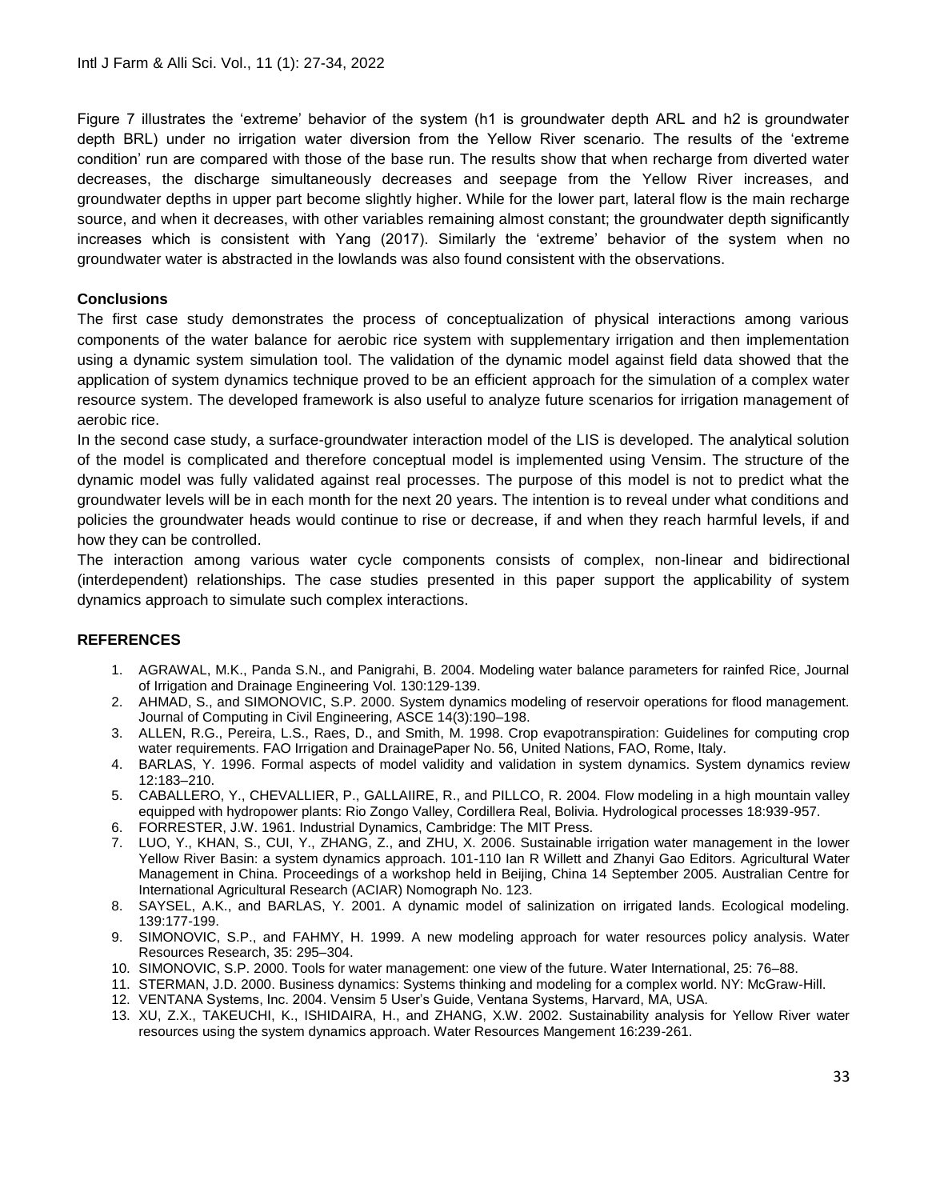Figure 7 illustrates the 'extreme' behavior of the system (h1 is groundwater depth ARL and h2 is groundwater depth BRL) under no irrigation water diversion from the Yellow River scenario. The results of the 'extreme condition' run are compared with those of the base run. The results show that when recharge from diverted water decreases, the discharge simultaneously decreases and seepage from the Yellow River increases, and groundwater depths in upper part become slightly higher. While for the lower part, lateral flow is the main recharge source, and when it decreases, with other variables remaining almost constant; the groundwater depth significantly increases which is consistent with Yang (2017). Similarly the 'extreme' behavior of the system when no groundwater water is abstracted in the lowlands was also found consistent with the observations.

## Conclusions

The first case study demonstrates the process of conceptualization of physical interactions among various components of the water balance for aerobic rice system with supplementary irrigation and then implementation using a dynamic system simulation tool. The validation of the dynamic model against field data showed that the application of system dynamics technique proved to be an efficient approach for the simulation of a complex water resource system. The developed framework is also useful to analyze future scenarios for irrigation management of aerobic rice.

In the second case study, a surface-groundwater interaction model of the LIS is developed. The analytical solution of the model is complicated and therefore conceptual model is implemented using Vensim. The structure of the dynamic model was fully validated against real processes. The purpose of this model is not to predict what the groundwater levels will be in each month for the next 20 years. The intention is to reveal under what conditions and policies the groundwater heads would continue to rise or decrease, if and when they reach harmful levels, if and how they can be controlled.

The interaction among various water cycle components consists of complex, non-linear and bidirectional (interdependent) relationships. The case studies presented in this paper support the applicability of system dynamics approach to simulate such complex interactions.

## REFERENCES

1. AGRAWAL, M.K., Panda S.N., and Panigrahi, B. 2004. Modeling water balance parameters for rainfed Rice, Journal of Irrigation and Drainage Engineering Vol. 130:129-139.
2. AHMAD, S., and SIMONOVIC, S.P. 2000. System dynamics modeling of reservoir operations for flood management. Journal of Computing in Civil Engineering, ASCE 14(3):190–198.
3. ALLEN, R.G., Pereira, L.S., Raes, D., and Smith, M. 1998. Crop evapotranspiration: Guidelines for computing crop water requirements. FAO Irrigation and DrainagePaper No. 56, United Nations, FAO, Rome, Italy.
4. BARLAS, Y. 1996. Formal aspects of model validity and validation in system dynamics. System dynamics review 12:183–210.
5. CABALLERO, Y., CHEVALLIER, P., GALLAIIRE, R., and PILLCO, R. 2004. Flow modeling in a high mountain valley equipped with hydropower plants: Rio Zongo Valley, Cordillera Real, Bolivia. Hydrological processes 18:939-957.
6. FORRESTER, J.W. 1961. Industrial Dynamics, Cambridge: The MIT Press.
7. LUO, Y., KHAN, S., CUI, Y., ZHANG, Z., and ZHU, X. 2006. Sustainable irrigation water management in the lower Yellow River Basin: a system dynamics approach. 101-110 Ian R Willett and Zhanyi Gao Editors. Agricultural Water Management in China. Proceedings of a workshop held in Beijing, China 14 September 2005. Australian Centre for International Agricultural Research (ACIAR) Nomograph No. 123.
8. SAYSEL, A.K., and BARLAS, Y. 2001. A dynamic model of salinization on irrigated lands. Ecological modeling. 139:177-199.
9. SIMONOVIC, S.P., and FAHMY, H. 1999. A new modeling approach for water resources policy analysis. Water Resources Research, 35: 295–304.
10. SIMONOVIC, S.P. 2000. Tools for water management: one view of the future. Water International, 25: 76–88.
11. STERMAN, J.D. 2000. Business dynamics: Systems thinking and modeling for a complex world. NY: McGraw-Hill.
12. VENTANA Systems, Inc. 2004. Vensim 5 User's Guide, Ventana Systems, Harvard, MA, USA.
13. XU, Z.X., TAKEUCHI, K., ISHIDAIRA, H., and ZHANG, X.W. 2002. Sustainability analysis for Yellow River water resources using the system dynamics approach. Water Resources Mangement 16:239-261.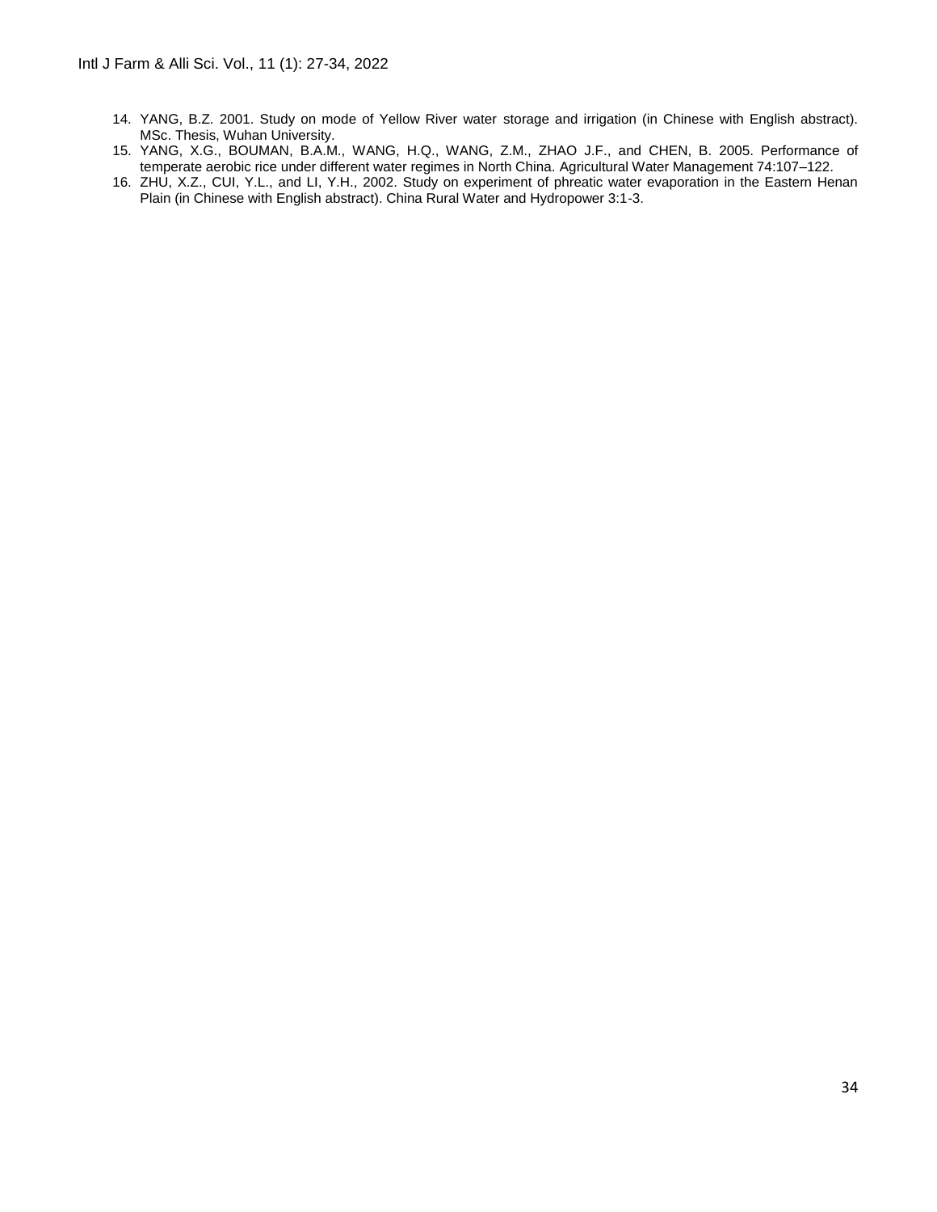14. YANG, B.Z. 2001. Study on mode of Yellow River water storage and irrigation (in Chinese with English abstract). MSc. Thesis, Wuhan University.
15. YANG, X.G., BOUMAN, B.A.M., WANG, H.Q., WANG, Z.M., ZHAO J.F., and CHEN, B. 2005. Performance of temperate aerobic rice under different water regimes in North China. Agricultural Water Management 74:107–122.
16. ZHU, X.Z., CUI, Y.L., and LI, Y.H., 2002. Study on experiment of phreatic water evaporation in the Eastern Henan Plain (in Chinese with English abstract). China Rural Water and Hydropower 3:1-3.